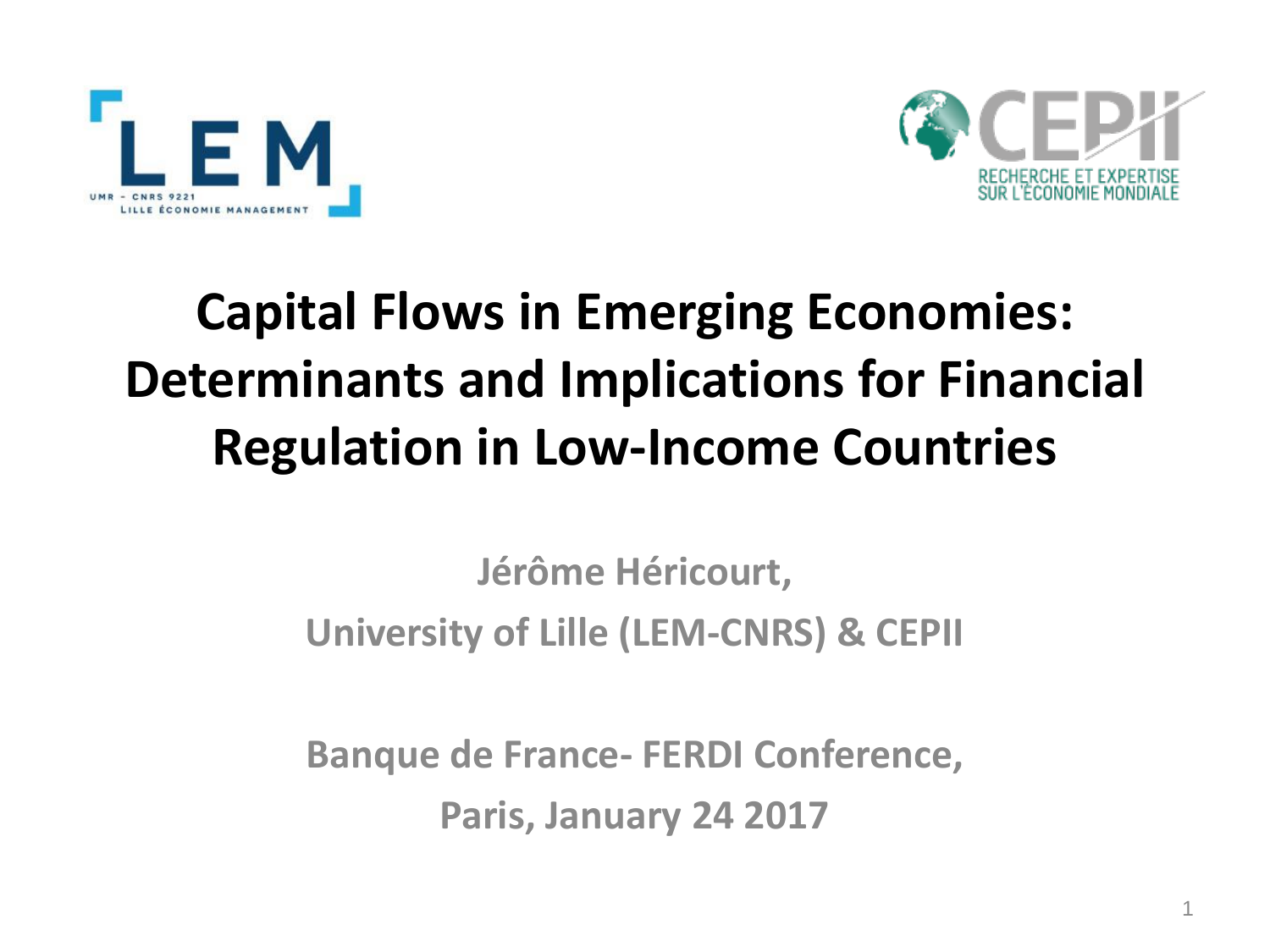# Capital Flows in Emerging Economies: Determinants and Implications for Financial Regulation in Low-Income Countries

**Jérôme Héricourt,**

**University of Lille (LEM-CNRS) & CEPII**

**Banque de France- FERDI Conference,**

**Paris, January 24 2017**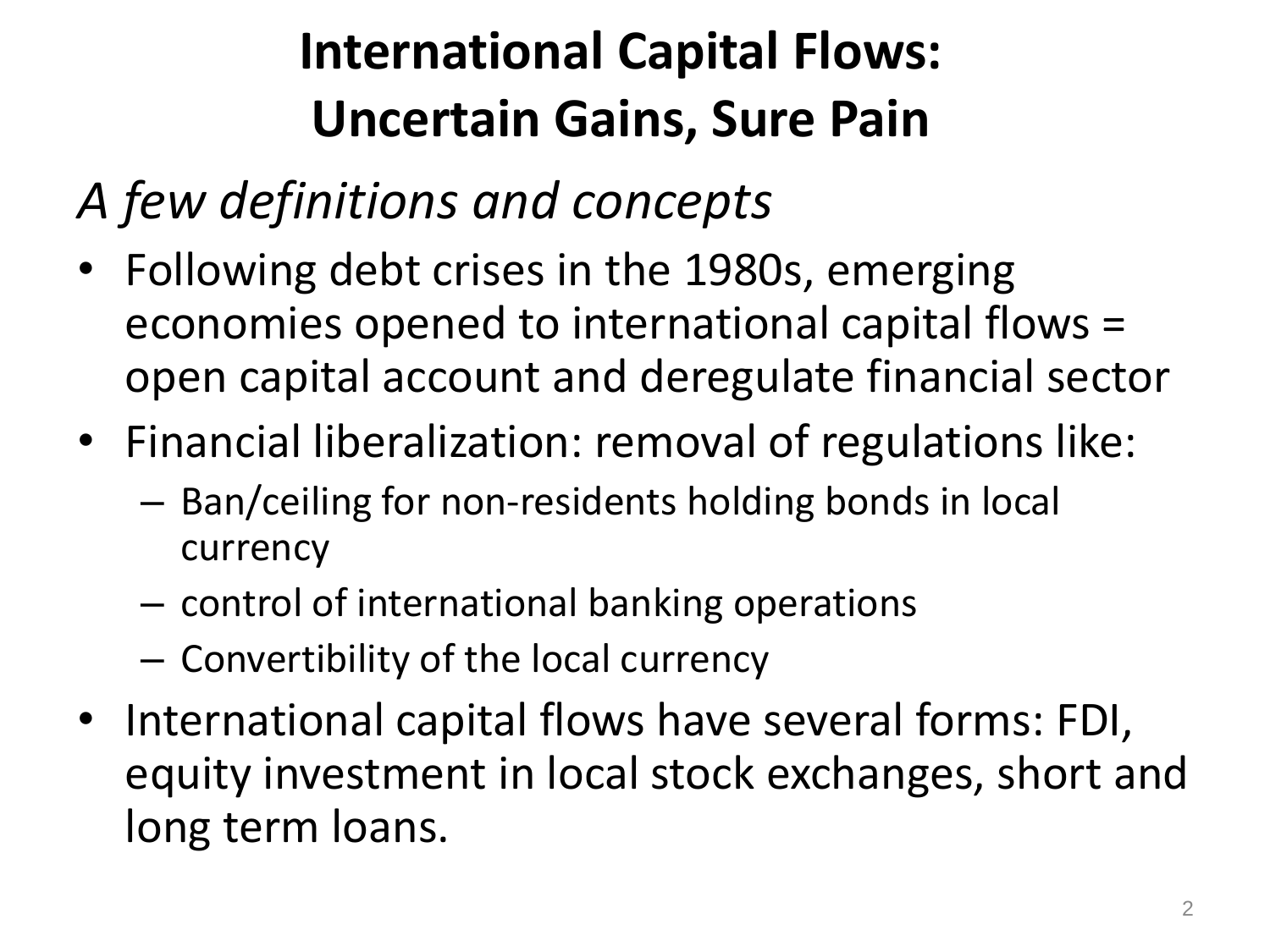# International Capital Flows: Uncertain Gains, Sure Pain

*A few definitions and concepts*

- Following debt crises in the 1980s, emerging economies opened to international capital flows = open capital account and deregulate financial sector
- Financial liberalization: removal of regulations like:
  - Ban/ceiling for non-residents holding bonds in local currency
  - control of international banking operations
  - Convertibility of the local currency
- International capital flows have several forms: FDI, equity investment in local stock exchanges, short and long term loans.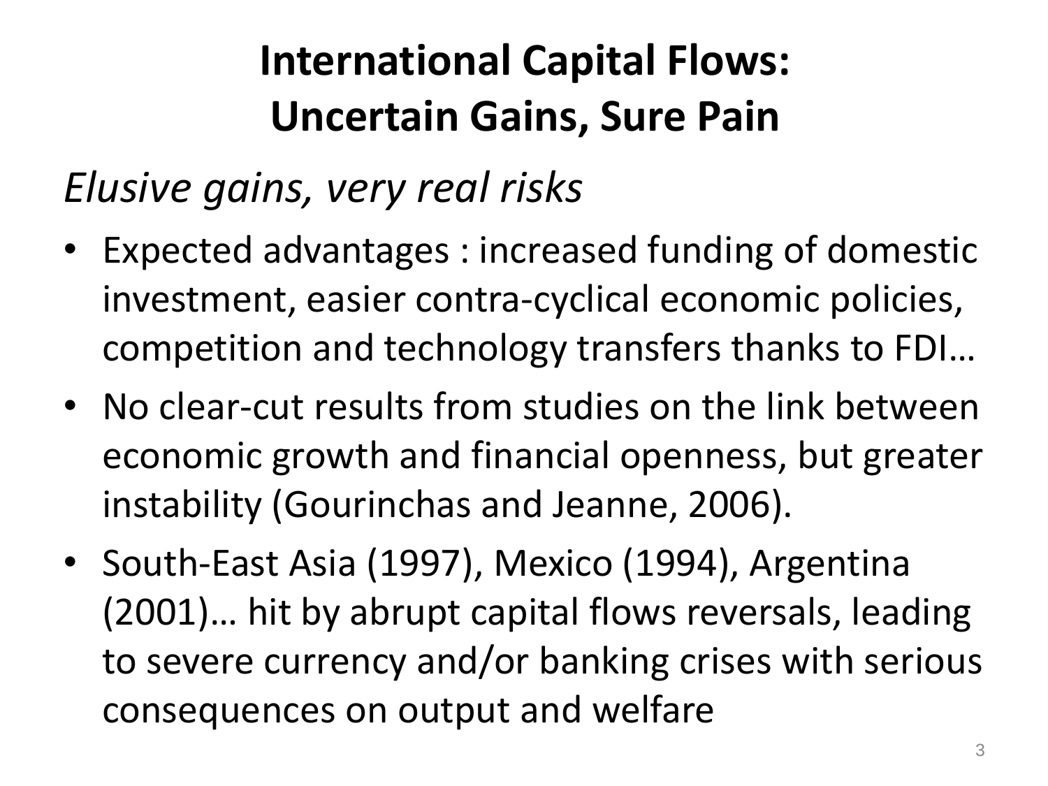# International Capital Flows: Uncertain Gains, Sure Pain

*Elusive gains, very real risks*

- Expected advantages : increased funding of domestic investment, easier contra-cyclical economic policies, competition and technology transfers thanks to FDI…
- No clear-cut results from studies on the link between economic growth and financial openness, but greater instability (Gourinchas and Jeanne, 2006).
- South-East Asia (1997), Mexico (1994), Argentina (2001)… hit by abrupt capital flows reversals, leading to severe currency and/or banking crises with serious consequences on output and welfare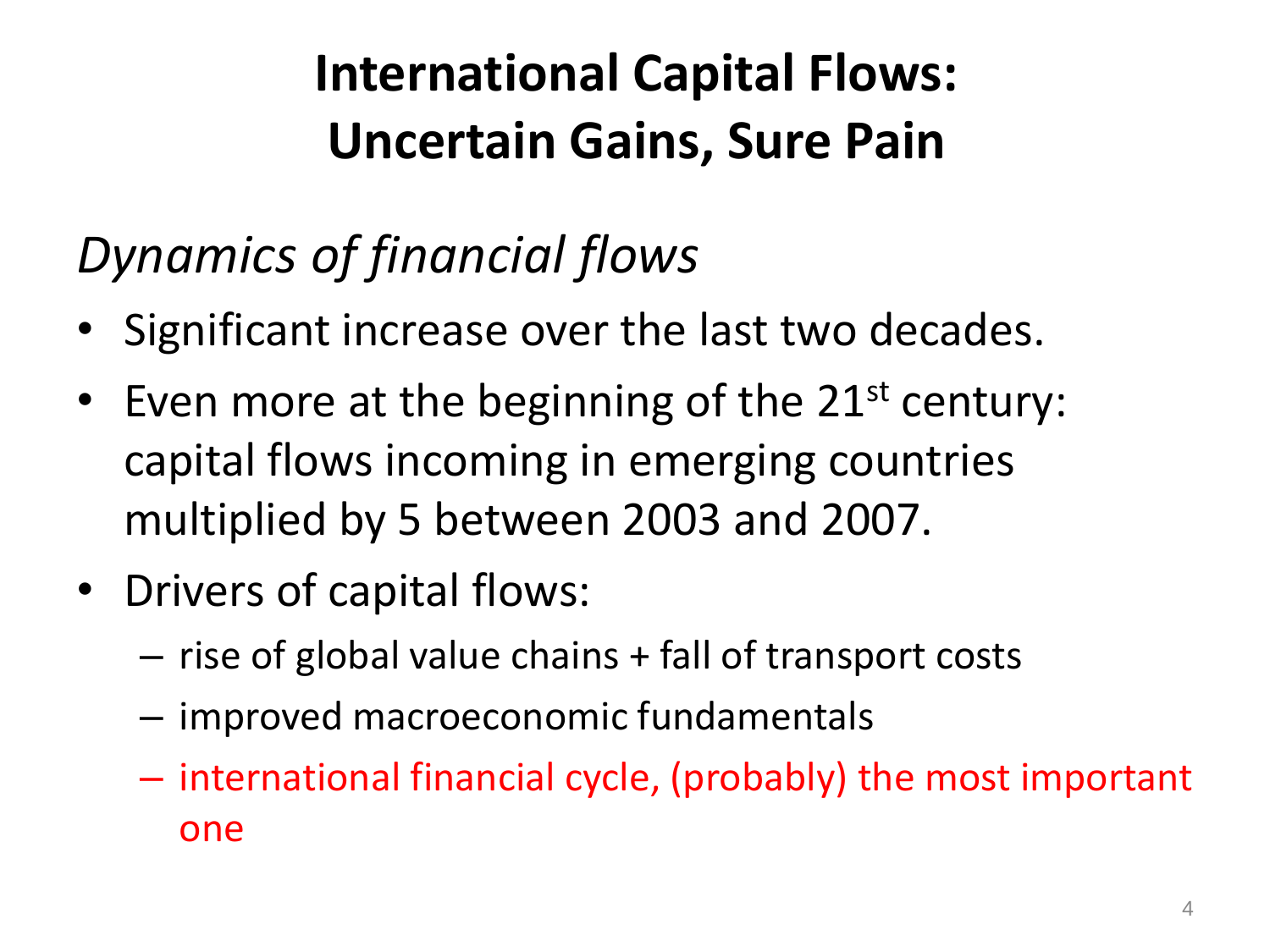# International Capital Flows: Uncertain Gains, Sure Pain

*Dynamics of financial flows*

- Significant increase over the last two decades.
- Even more at the beginning of the 21$^{st}$ century: capital flows incoming in emerging countries multiplied by 5 between 2003 and 2007.
- Drivers of capital flows:
  - rise of global value chains + fall of transport costs
  - improved macroeconomic fundamentals
  - international financial cycle, (probably) the most important one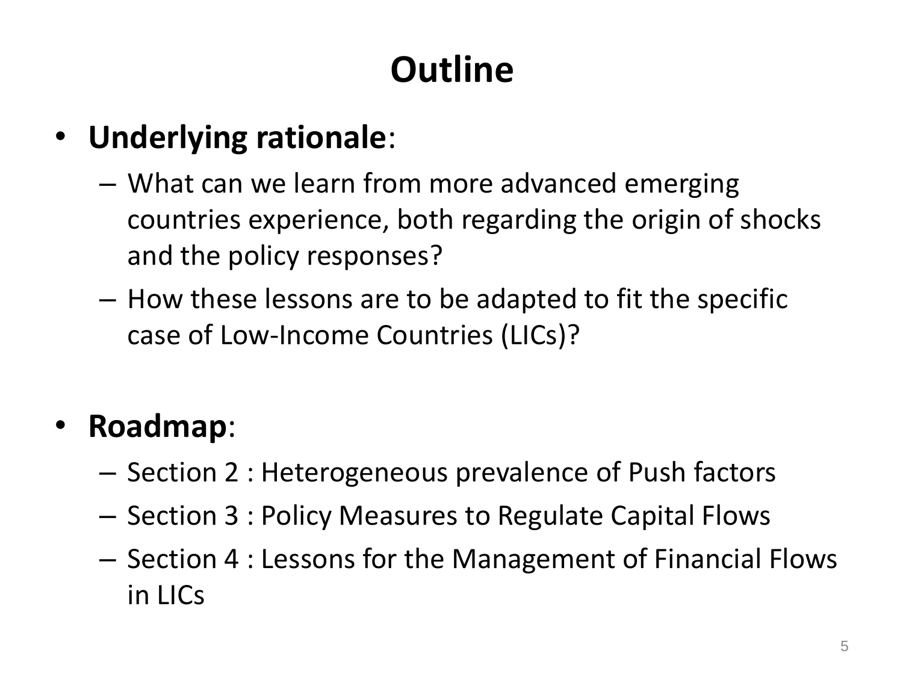# Outline

- **Underlying rationale**:
  - What can we learn from more advanced emerging countries experience, both regarding the origin of shocks and the policy responses?
  - How these lessons are to be adapted to fit the specific case of Low-Income Countries (LICs)?

- **Roadmap**:
  - Section 2 : Heterogeneous prevalence of Push factors
  - Section 3 : Policy Measures to Regulate Capital Flows
  - Section 4 : Lessons for the Management of Financial Flows in LICs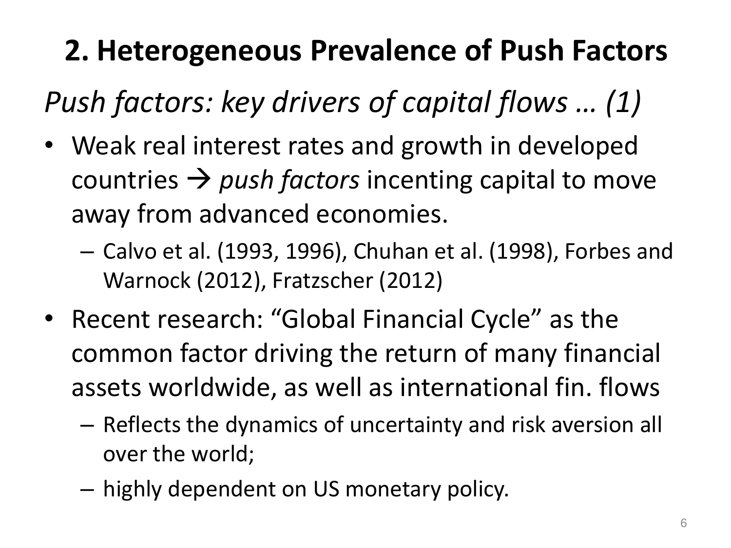# 2. Heterogeneous Prevalence of Push Factors

*Push factors: key drivers of capital flows … (1)*

- Weak real interest rates and growth in developed countries → *push factors* incenting capital to move away from advanced economies.
  - Calvo et al. (1993, 1996), Chuhan et al. (1998), Forbes and Warnock (2012), Fratzscher (2012)
- Recent research: "Global Financial Cycle" as the common factor driving the return of many financial assets worldwide, as well as international fin. flows
  - Reflects the dynamics of uncertainty and risk aversion all over the world;
  - highly dependent on US monetary policy.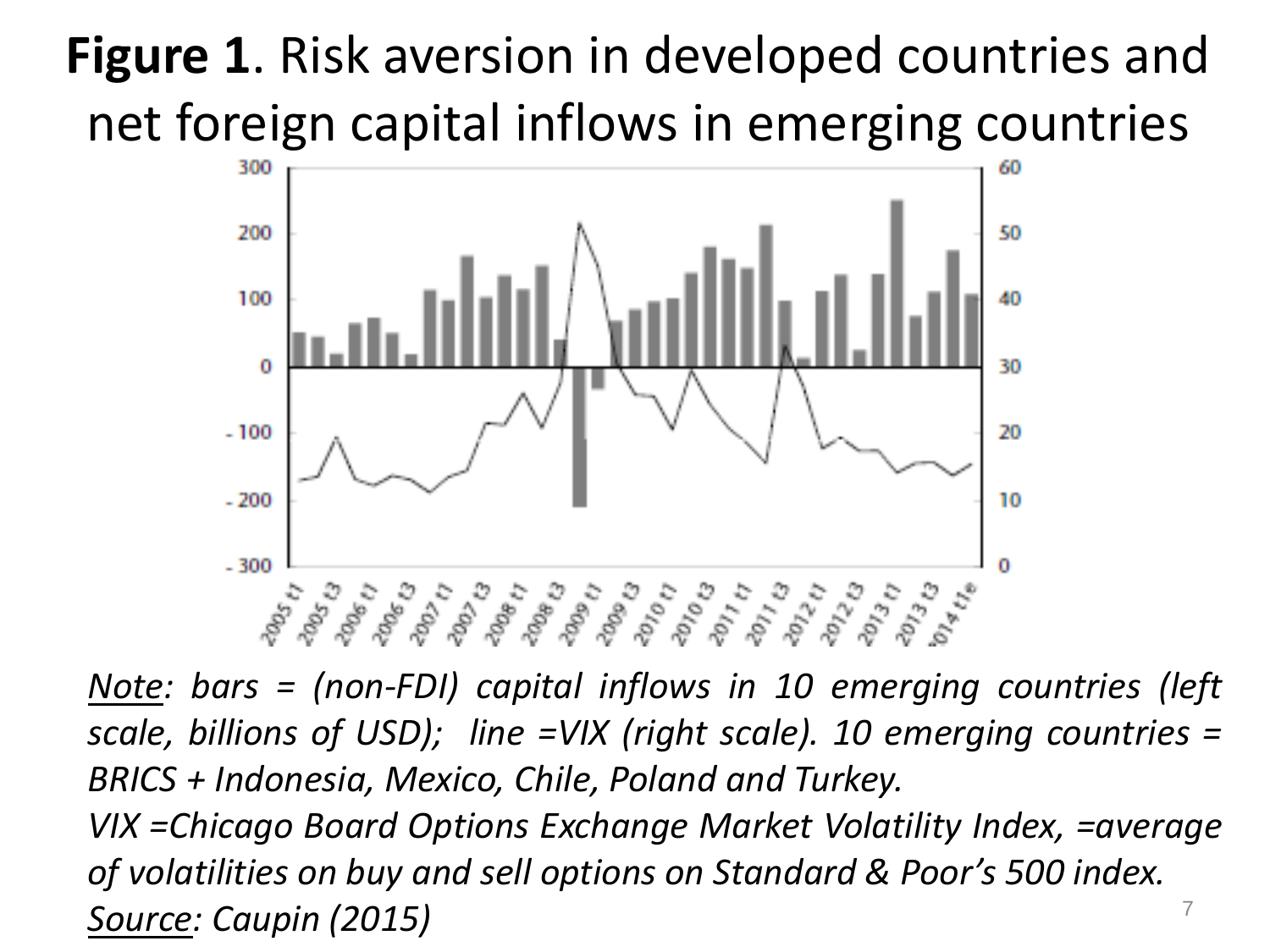# **Figure 1**. Risk aversion in developed countries and net foreign capital inflows in emerging countries

*<u>Note</u>: bars = (non-FDI) capital inflows in 10 emerging countries (left scale, billions of USD); line =VIX (right scale). 10 emerging countries = BRICS + Indonesia, Mexico, Chile, Poland and Turkey.*

*VIX =Chicago Board Options Exchange Market Volatility Index, =average of volatilities on buy and sell options on Standard & Poor's 500 index.*

*<u>Source</u>: Caupin (2015)*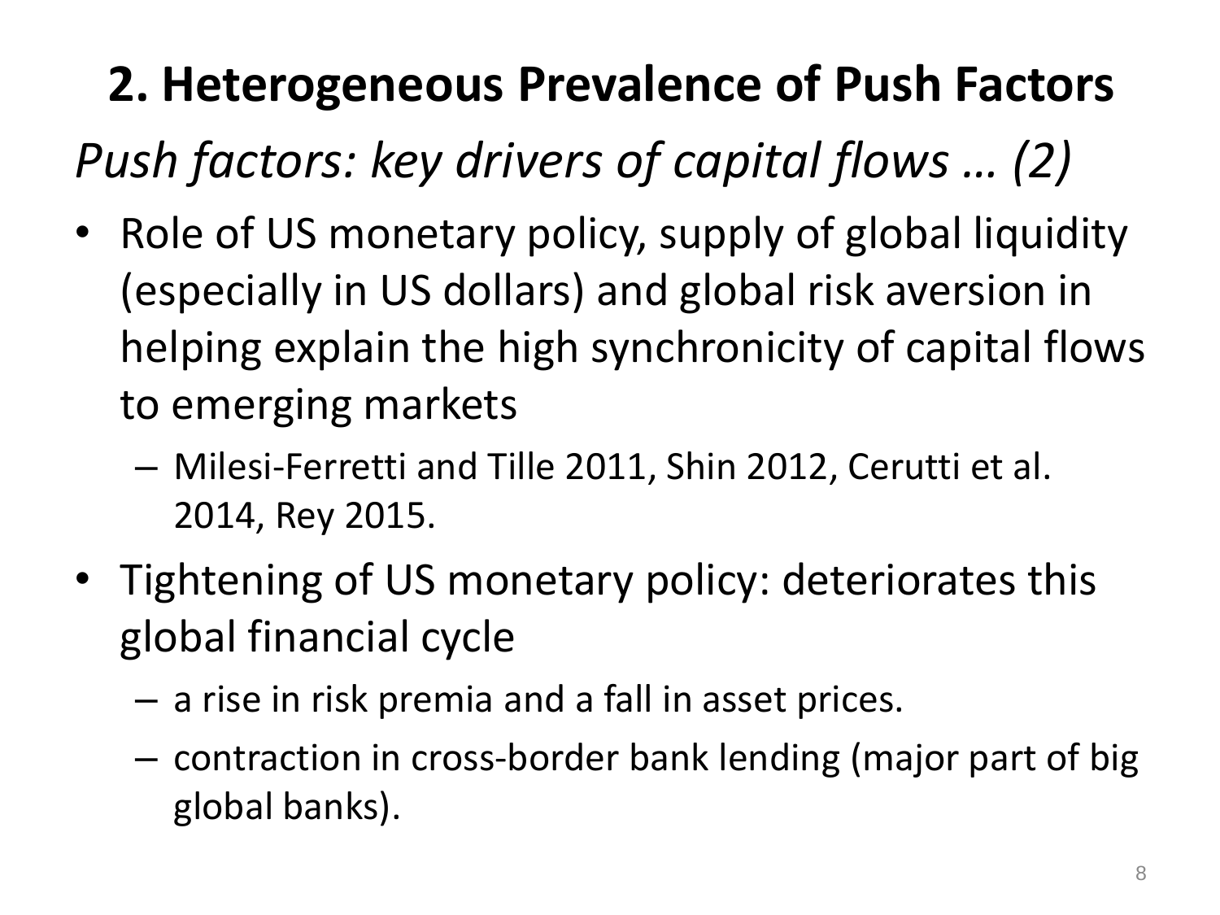# 2. Heterogeneous Prevalence of Push Factors

*Push factors: key drivers of capital flows … (2)*

- Role of US monetary policy, supply of global liquidity (especially in US dollars) and global risk aversion in helping explain the high synchronicity of capital flows to emerging markets
  - Milesi-Ferretti and Tille 2011, Shin 2012, Cerutti et al. 2014, Rey 2015.
- Tightening of US monetary policy: deteriorates this global financial cycle
  - a rise in risk premia and a fall in asset prices.
  - contraction in cross-border bank lending (major part of big global banks).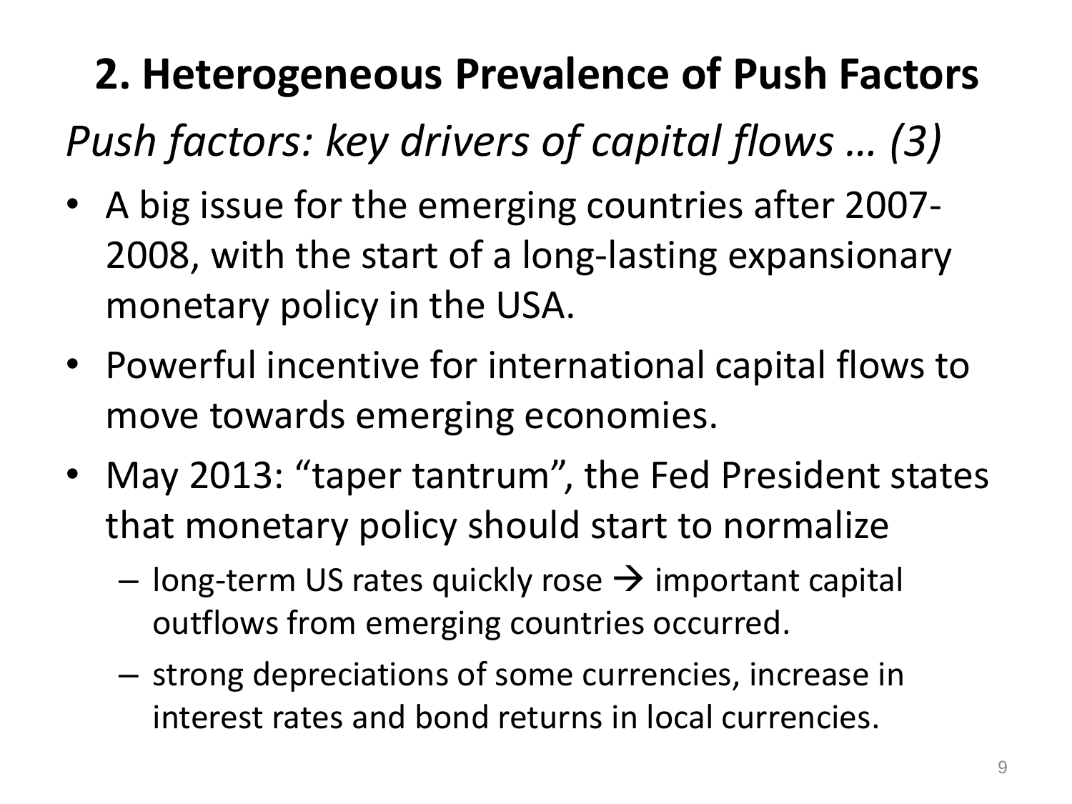## 2. Heterogeneous Prevalence of Push Factors

*Push factors: key drivers of capital flows … (3)*

- A big issue for the emerging countries after 2007-2008, with the start of a long-lasting expansionary monetary policy in the USA.
- Powerful incentive for international capital flows to move towards emerging economies.
- May 2013: "taper tantrum", the Fed President states that monetary policy should start to normalize
  - long-term US rates quickly rose → important capital outflows from emerging countries occurred.
  - strong depreciations of some currencies, increase in interest rates and bond returns in local currencies.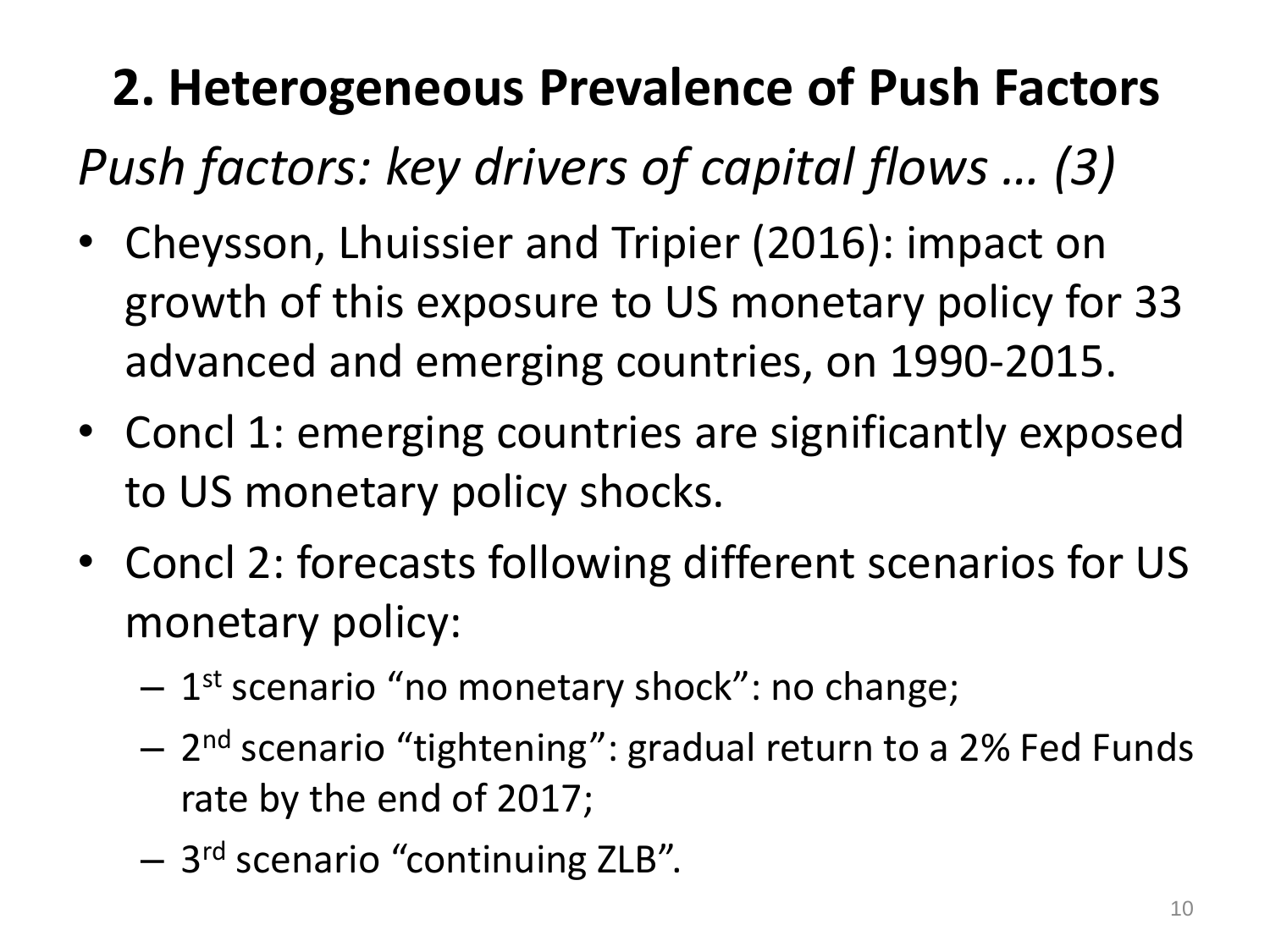# 2. Heterogeneous Prevalence of Push Factors

*Push factors: key drivers of capital flows … (3)*

- Cheysson, Lhuissier and Tripier (2016): impact on growth of this exposure to US monetary policy for 33 advanced and emerging countries, on 1990-2015.
- Concl 1: emerging countries are significantly exposed to US monetary policy shocks.
- Concl 2: forecasts following different scenarios for US monetary policy:
  - 1st scenario "no monetary shock": no change;
  - 2nd scenario "tightening": gradual return to a 2% Fed Funds rate by the end of 2017;
  - 3rd scenario "continuing ZLB".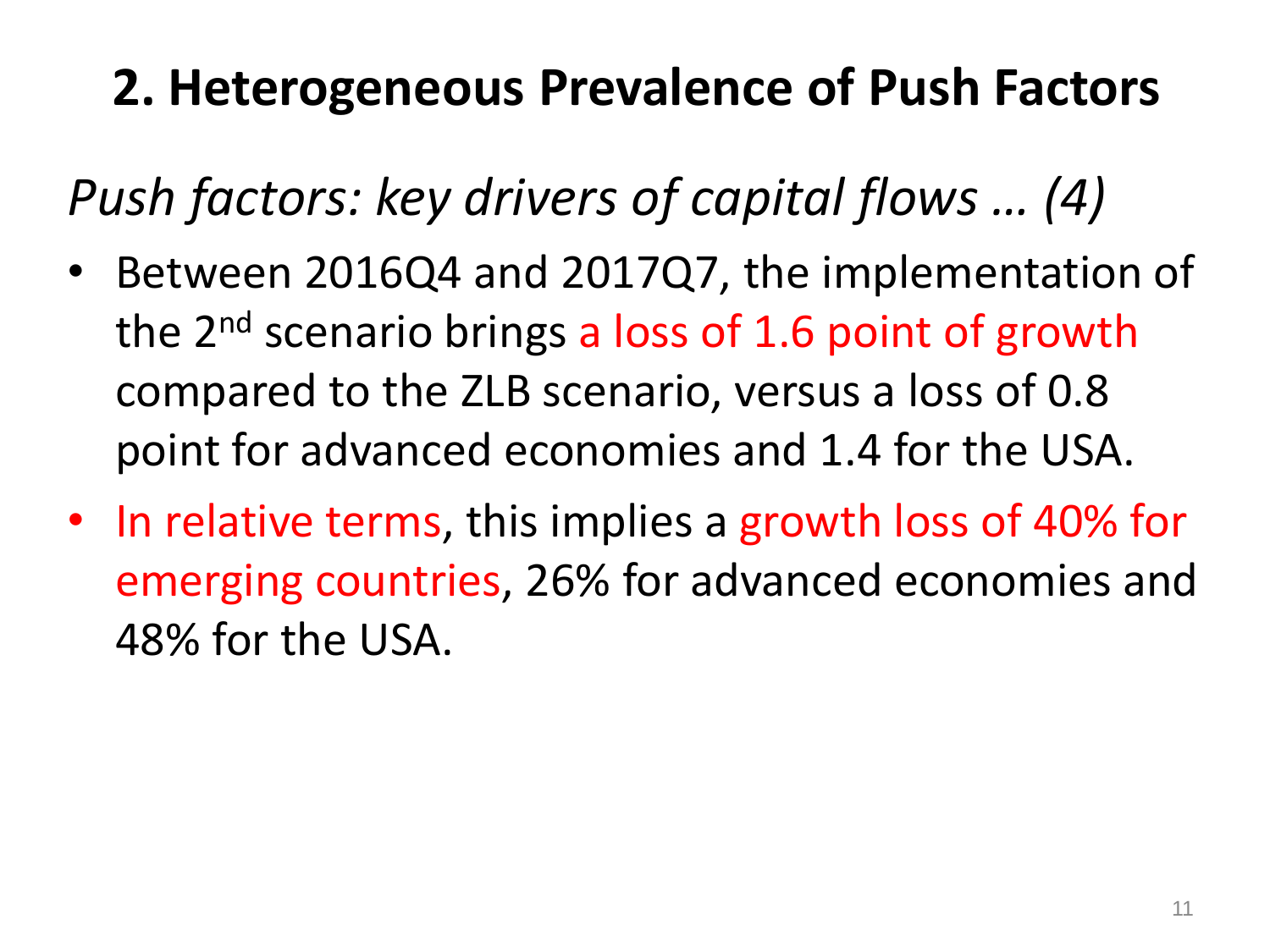## 2. Heterogeneous Prevalence of Push Factors

*Push factors: key drivers of capital flows … (4)*

- Between 2016Q4 and 2017Q7, the implementation of the 2nd scenario brings a loss of 1.6 point of growth compared to the ZLB scenario, versus a loss of 0.8 point for advanced economies and 1.4 for the USA.
- In relative terms, this implies a growth loss of 40% for emerging countries, 26% for advanced economies and 48% for the USA.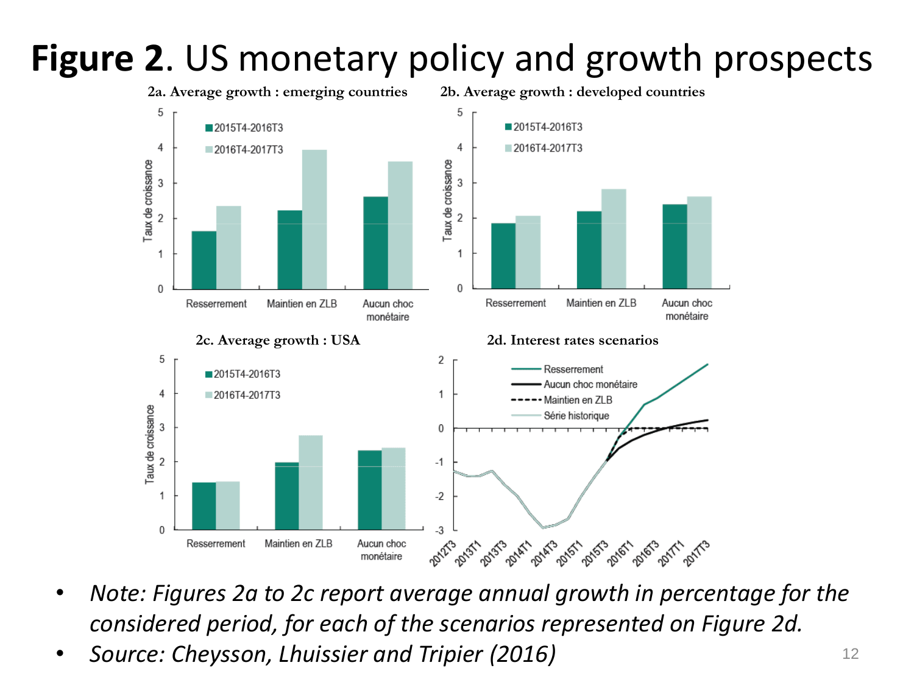# **Figure 2**. US monetary policy and growth prospects

**2a. Average growth : emerging countries**

**2b. Average growth : developed countries**

**2c. Average growth : USA**

**2d. Interest rates scenarios**

- *Note: Figures 2a to 2c report average annual growth in percentage for the considered period, for each of the scenarios represented on Figure 2d.*
- *Source: Cheysson, Lhuissier and Tripier (2016)*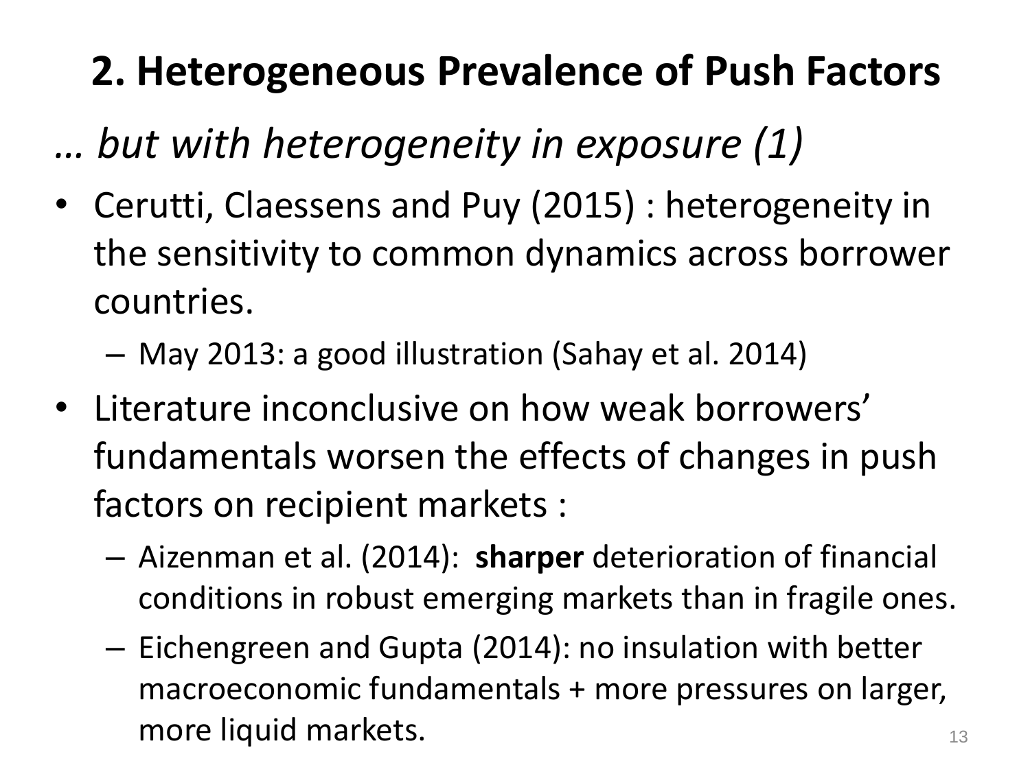# 2. Heterogeneous Prevalence of Push Factors

*… but with heterogeneity in exposure (1)*

- Cerutti, Claessens and Puy (2015) : heterogeneity in the sensitivity to common dynamics across borrower countries.
  - May 2013: a good illustration (Sahay et al. 2014)
- Literature inconclusive on how weak borrowers' fundamentals worsen the effects of changes in push factors on recipient markets :
  - Aizenman et al. (2014): **sharper** deterioration of financial conditions in robust emerging markets than in fragile ones.
  - Eichengreen and Gupta (2014): no insulation with better macroeconomic fundamentals + more pressures on larger, more liquid markets.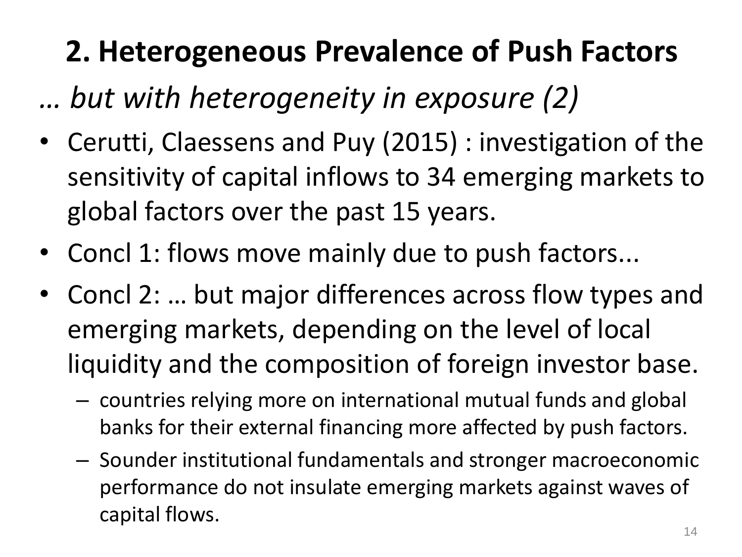# 2. Heterogeneous Prevalence of Push Factors

*… but with heterogeneity in exposure (2)*

- Cerutti, Claessens and Puy (2015) : investigation of the sensitivity of capital inflows to 34 emerging markets to global factors over the past 15 years.
- Concl 1: flows move mainly due to push factors...
- Concl 2: … but major differences across flow types and emerging markets, depending on the level of local liquidity and the composition of foreign investor base.
  - countries relying more on international mutual funds and global banks for their external financing more affected by push factors.
  - Sounder institutional fundamentals and stronger macroeconomic performance do not insulate emerging markets against waves of capital flows.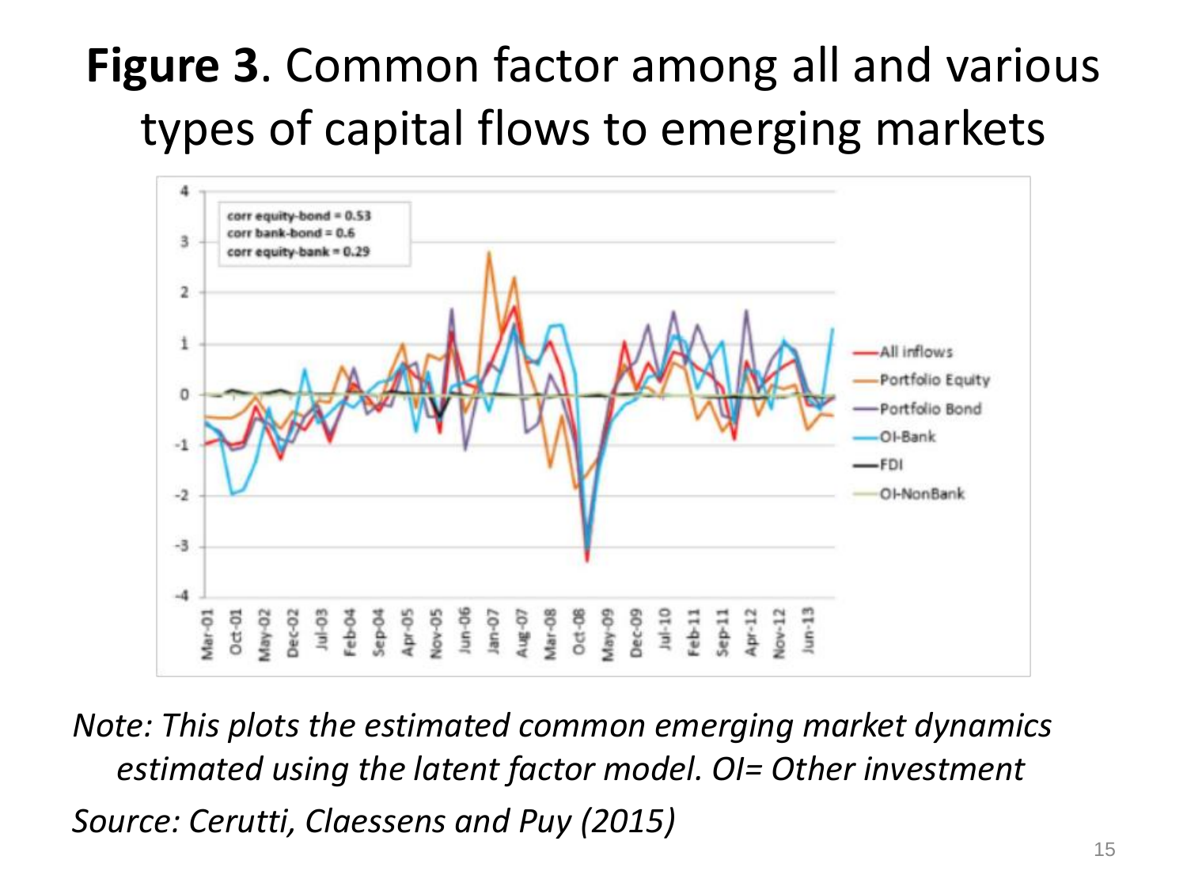# **Figure 3**. Common factor among all and various types of capital flows to emerging markets

*Note: This plots the estimated common emerging market dynamics estimated using the latent factor model. OI= Other investment*

*Source: Cerutti, Claessens and Puy (2015)*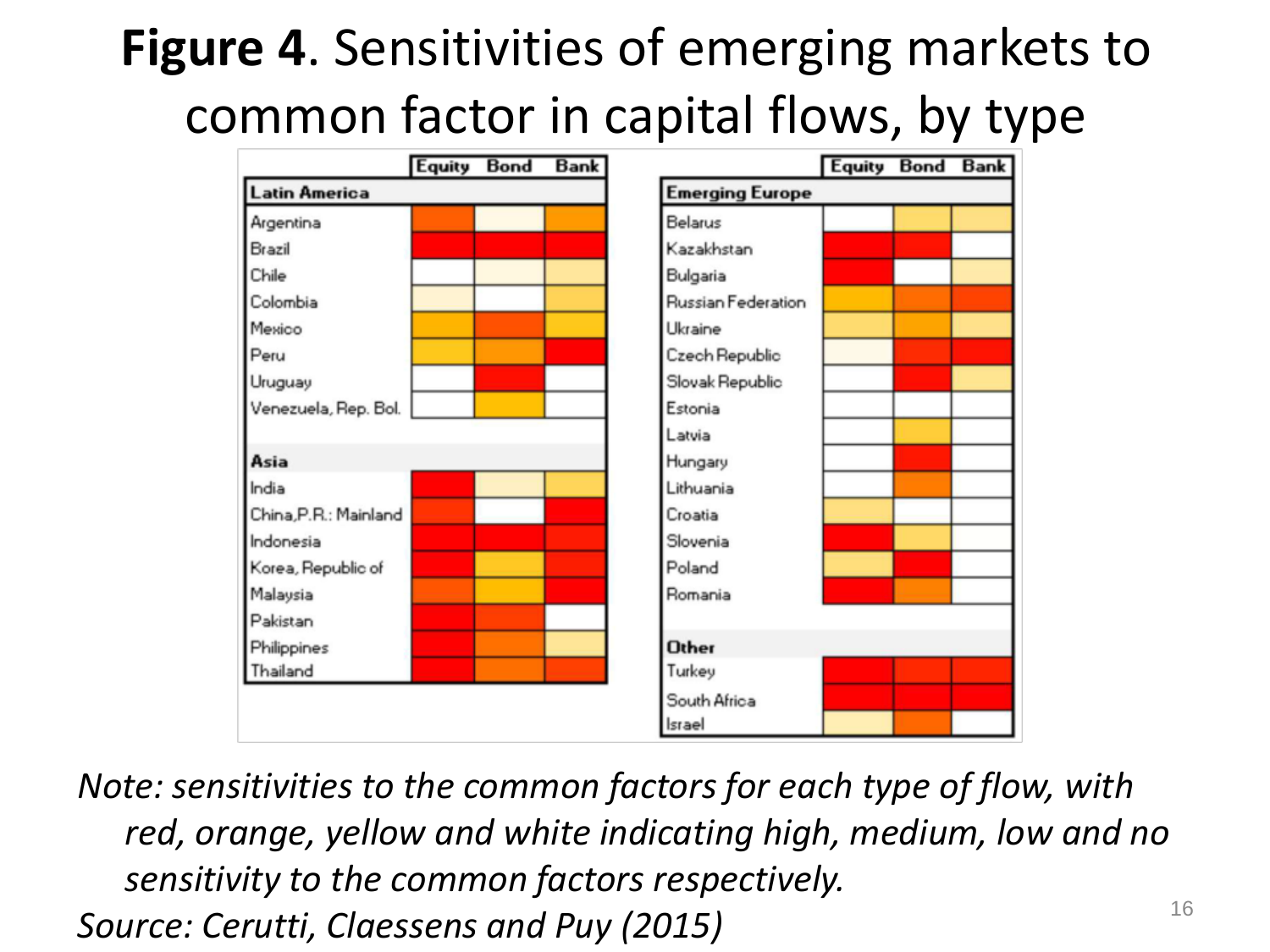# **Figure 4**. Sensitivities of emerging markets to common factor in capital flows, by type

| Latin America | Equity | Bond | Bank |
|---|---|---|---|
| Argentina | Orange | Light yellow | Orange |
| Brazil | Red | Red | Red |
| Chile | White | Light yellow | Yellow |
| Colombia | Light yellow | White | Yellow |
| Mexico | Yellow | Orange | Yellow |
| Peru | Yellow | Orange | Red |
| Uruguay | White | Red | White |
| Venezuela, Rep. Bol. | White | Yellow | White |

| Asia | Equity | Bond | Bank |
|---|---|---|---|
| India | Red | Light yellow | Yellow |
| China,P.R.: Mainland | Red | White | Red |
| Indonesia | Red | Red | Red |
| Korea, Republic of | Red | Yellow | Red |
| Malaysia | Orange | Yellow | Red |
| Pakistan | Red | Red | White |
| Philippines | Red | Orange | Light yellow |
| Thailand | Red | Orange | Orange |

| Emerging Europe | Equity | Bond | Bank |
|---|---|---|---|
| Belarus | White | Yellow | Yellow |
| Kazakhstan | Red | Red | White |
| Bulgaria | Red | White | Yellow |
| Russian Federation | Yellow | Orange | Orange |
| Ukraine | Yellow | Orange | Yellow |
| Czech Republic | Light yellow | Red | Red |
| Slovak Republic | White | Red | Yellow |
| Estonia | White | White | White |
| Latvia | White | Yellow | White |
| Hungary | White | Red | White |
| Lithuania | White | Orange | White |
| Croatia | Yellow | White | White |
| Slovenia | Red | Yellow | White |
| Poland | Yellow | Red | White |
| Romania | Red | Orange | White |

| Other | Equity | Bond | Bank |
|---|---|---|---|
| Turkey | Red | Red | Red |
| South Africa | Red | Red | Red |
| Israel | Light yellow | Orange | White |

*Note: sensitivities to the common factors for each type of flow, with red, orange, yellow and white indicating high, medium, low and no sensitivity to the common factors respectively.*

*Source: Cerutti, Claessens and Puy (2015)*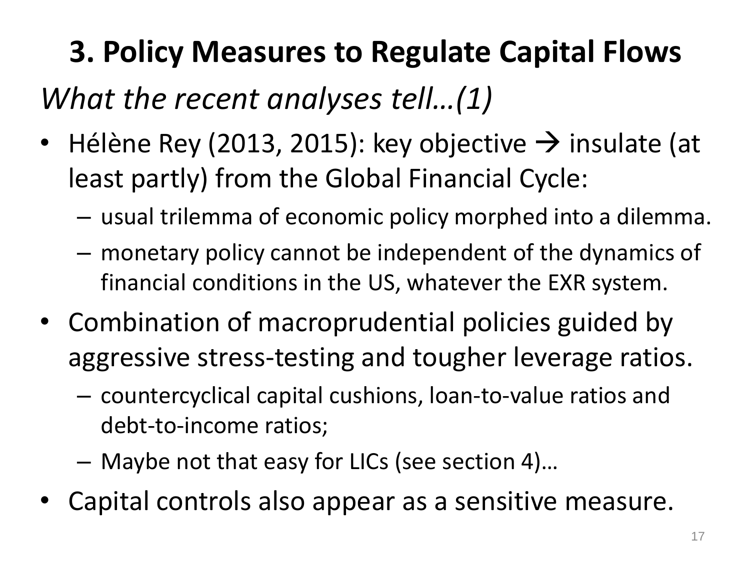# 3. Policy Measures to Regulate Capital Flows

*What the recent analyses tell…(1)*

- Hélène Rey (2013, 2015): key objective → insulate (at least partly) from the Global Financial Cycle:
  - usual trilemma of economic policy morphed into a dilemma.
  - monetary policy cannot be independent of the dynamics of financial conditions in the US, whatever the EXR system.
- Combination of macroprudential policies guided by aggressive stress-testing and tougher leverage ratios.
  - countercyclical capital cushions, loan-to-value ratios and debt-to-income ratios;
  - Maybe not that easy for LICs (see section 4)…
- Capital controls also appear as a sensitive measure.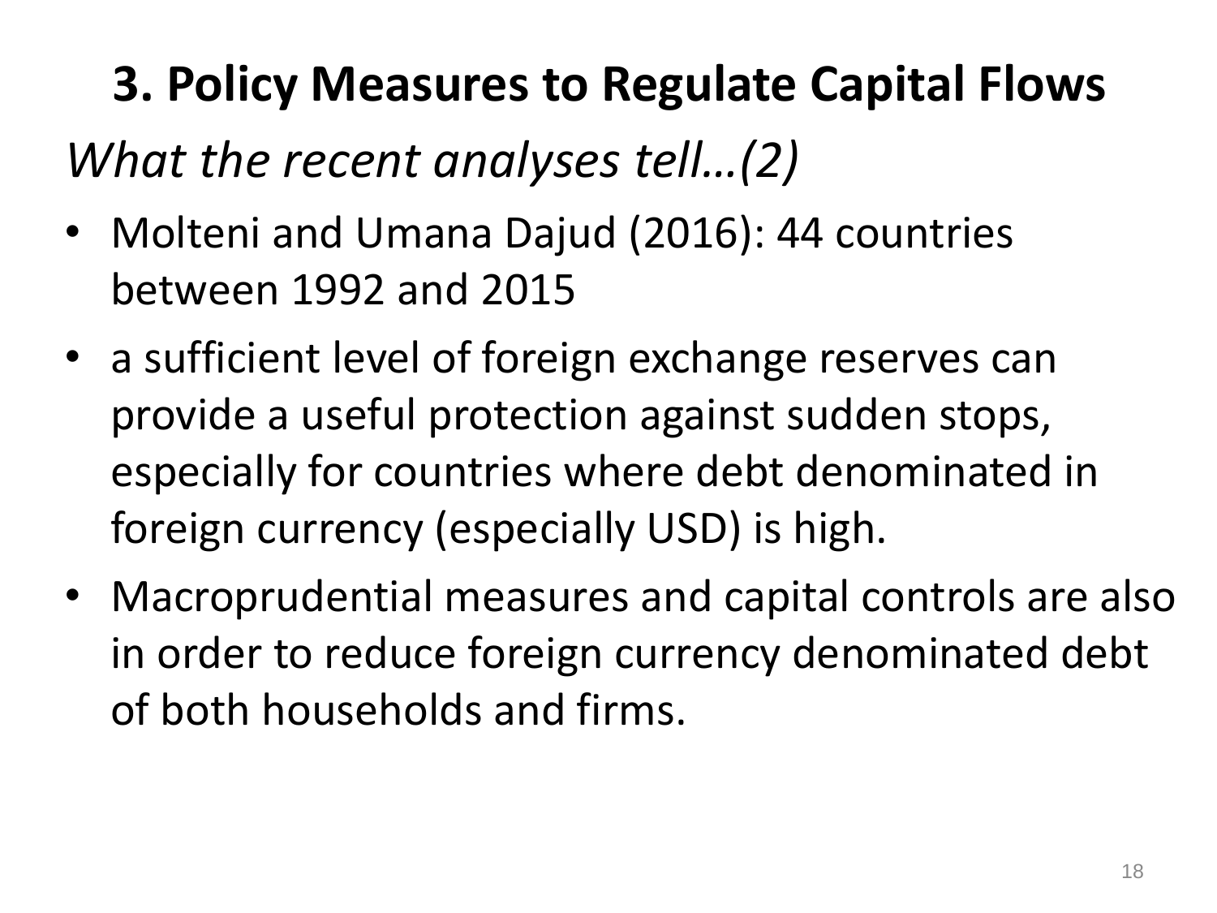# 3. Policy Measures to Regulate Capital Flows

*What the recent analyses tell…(2)*

- Molteni and Umana Dajud (2016): 44 countries between 1992 and 2015
- a sufficient level of foreign exchange reserves can provide a useful protection against sudden stops, especially for countries where debt denominated in foreign currency (especially USD) is high.
- Macroprudential measures and capital controls are also in order to reduce foreign currency denominated debt of both households and firms.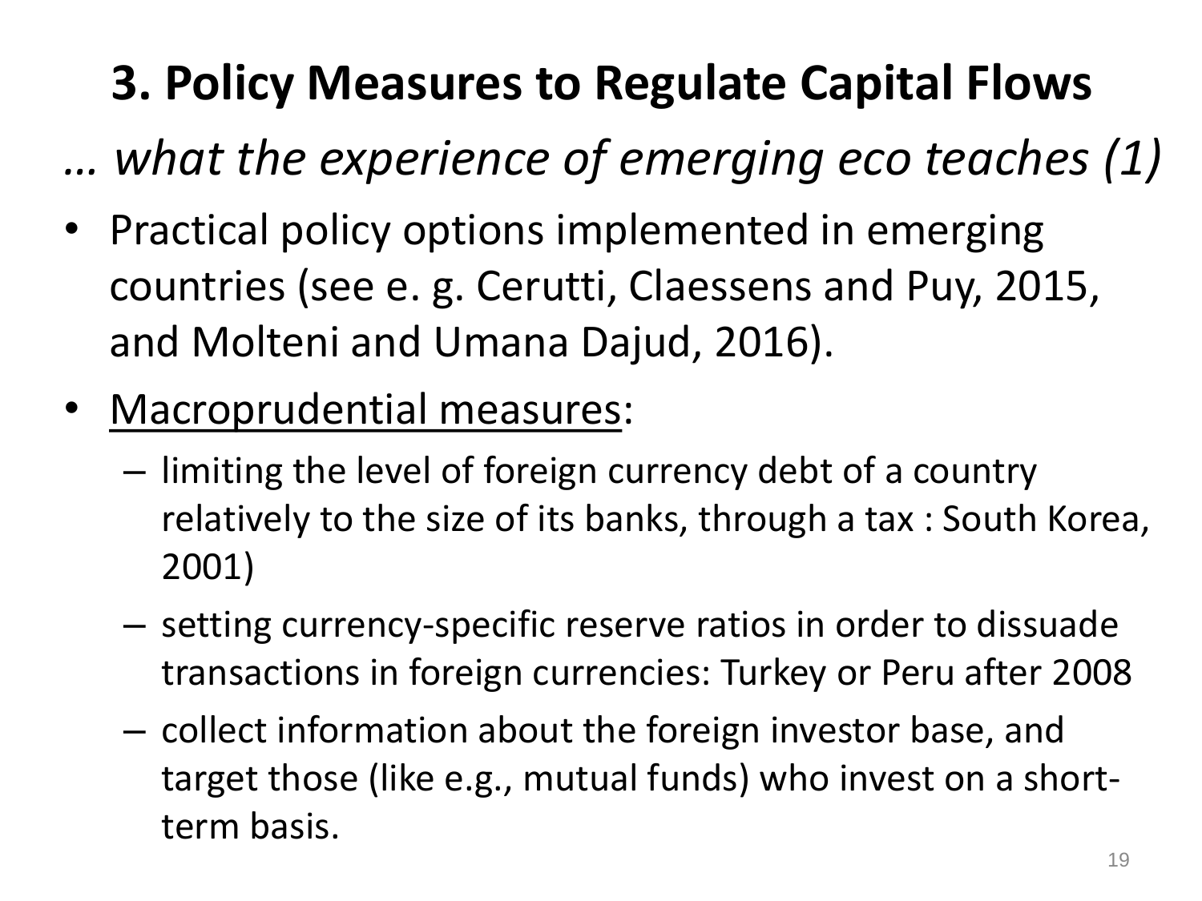# 3. Policy Measures to Regulate Capital Flows

*… what the experience of emerging eco teaches (1)*

- Practical policy options implemented in emerging countries (see e. g. Cerutti, Claessens and Puy, 2015, and Molteni and Umana Dajud, 2016).
- <u>Macroprudential measures</u>:
  - limiting the level of foreign currency debt of a country relatively to the size of its banks, through a tax : South Korea, 2001)
  - setting currency-specific reserve ratios in order to dissuade transactions in foreign currencies: Turkey or Peru after 2008
  - collect information about the foreign investor base, and target those (like e.g., mutual funds) who invest on a short-term basis.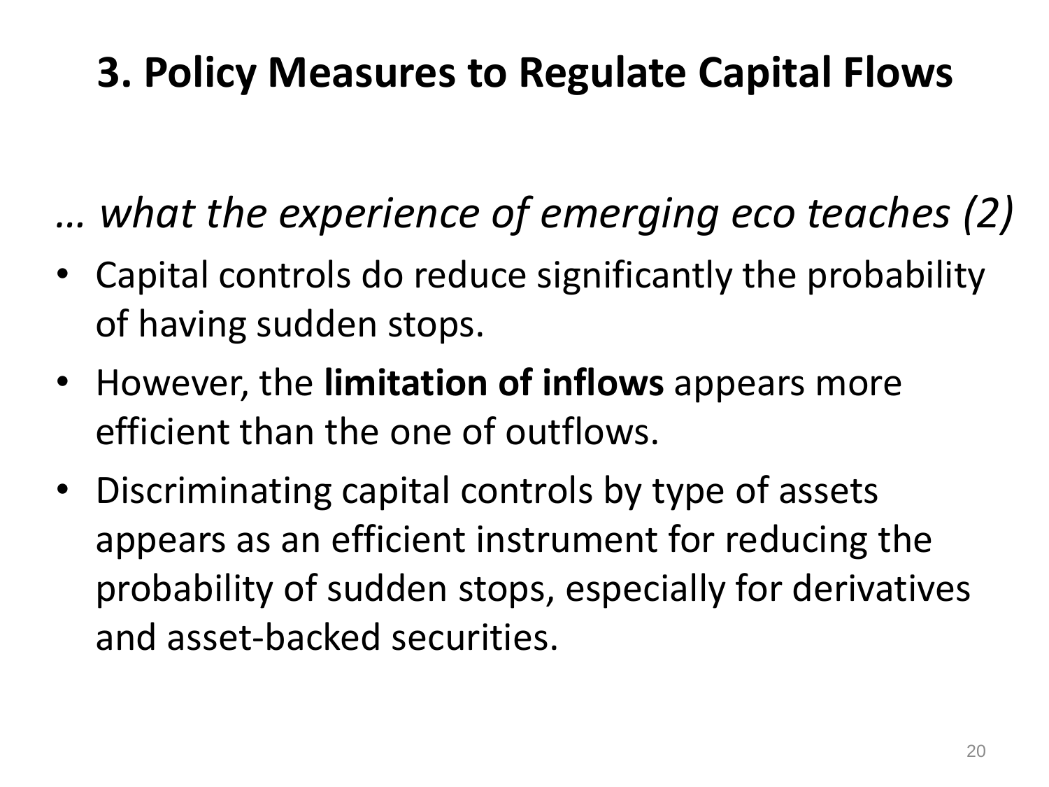# 3. Policy Measures to Regulate Capital Flows

*… what the experience of emerging eco teaches (2)*

- Capital controls do reduce significantly the probability of having sudden stops.
- However, the **limitation of inflows** appears more efficient than the one of outflows.
- Discriminating capital controls by type of assets appears as an efficient instrument for reducing the probability of sudden stops, especially for derivatives and asset-backed securities.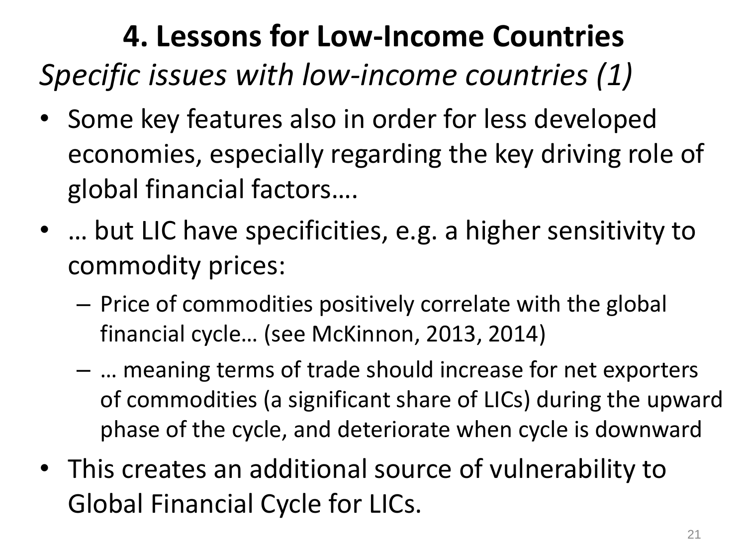# 4. Lessons for Low-Income Countries

*Specific issues with low-income countries (1)*

- Some key features also in order for less developed economies, especially regarding the key driving role of global financial factors….
- … but LIC have specificities, e.g. a higher sensitivity to commodity prices:
  - Price of commodities positively correlate with the global financial cycle… (see McKinnon, 2013, 2014)
  - … meaning terms of trade should increase for net exporters of commodities (a significant share of LICs) during the upward phase of the cycle, and deteriorate when cycle is downward
- This creates an additional source of vulnerability to Global Financial Cycle for LICs.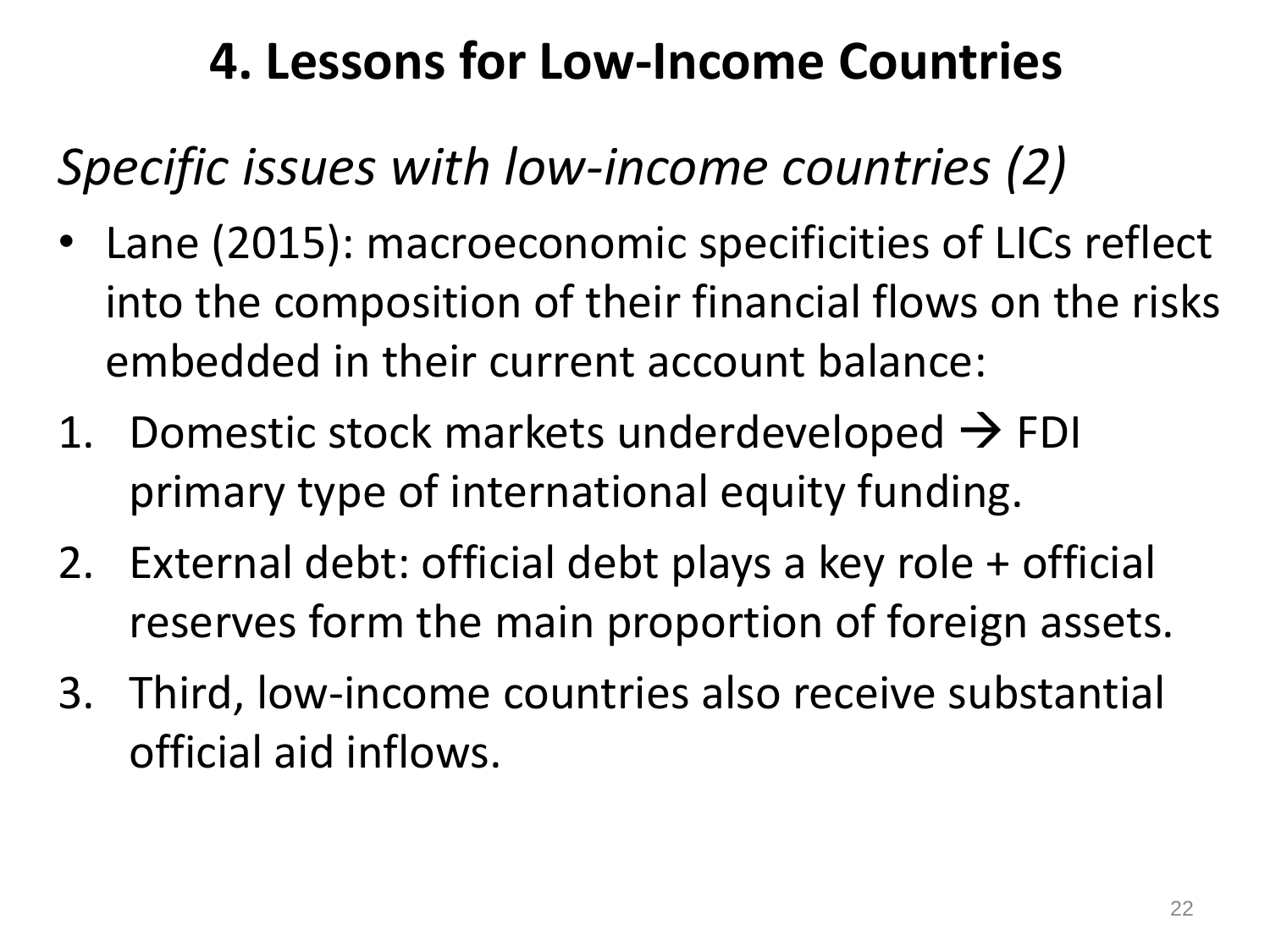# 4. Lessons for Low-Income Countries

*Specific issues with low-income countries (2)*

- Lane (2015): macroeconomic specificities of LICs reflect into the composition of their financial flows on the risks embedded in their current account balance:

1. Domestic stock markets underdeveloped → FDI primary type of international equity funding.
2. External debt: official debt plays a key role + official reserves form the main proportion of foreign assets.
3. Third, low-income countries also receive substantial official aid inflows.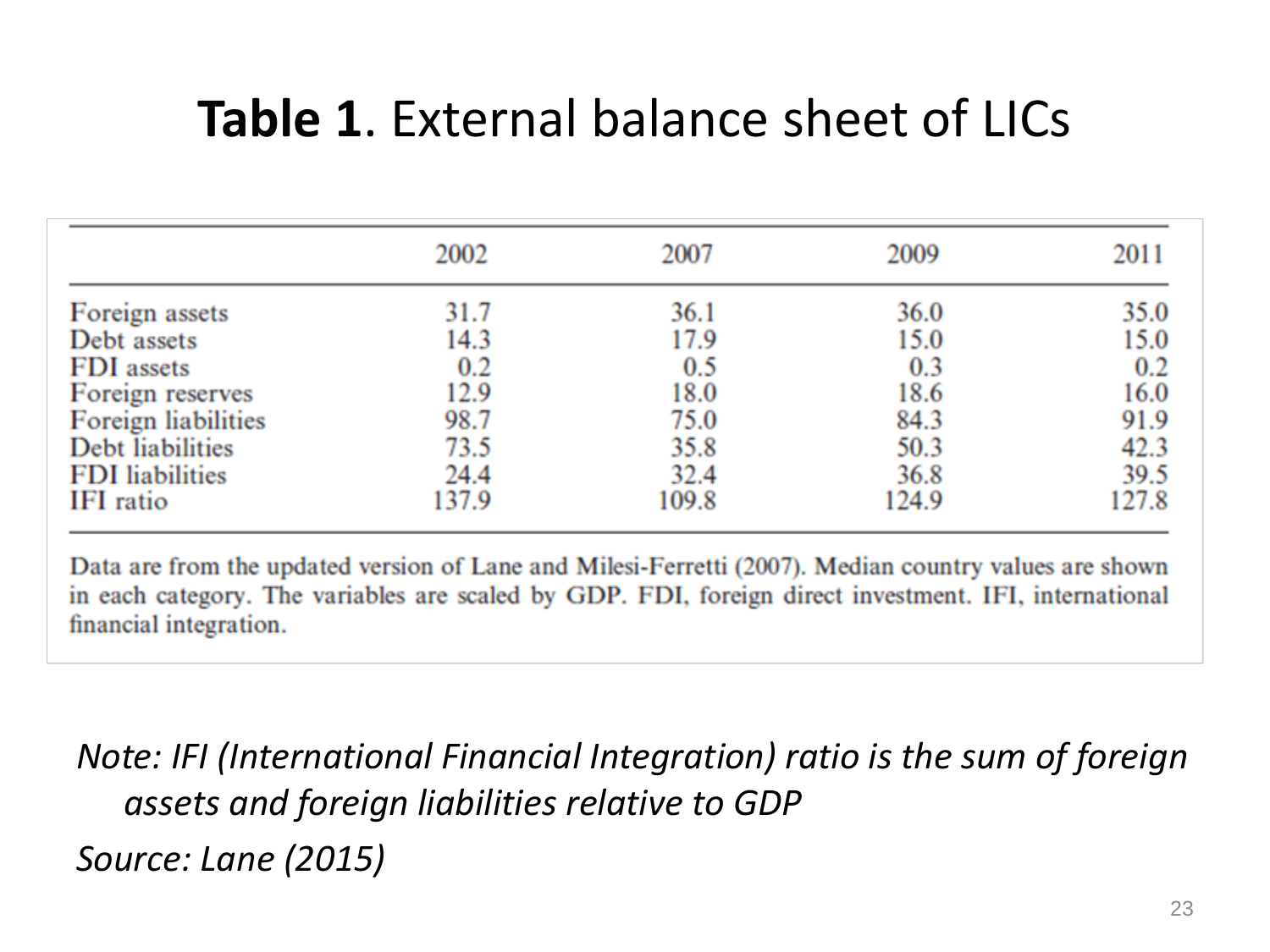# **Table 1**. External balance sheet of LICs

| | 2002 | 2007 | 2009 | 2011 |
|---|---|---|---|---|
| Foreign assets | 31.7 | 36.1 | 36.0 | 35.0 |
| Debt assets | 14.3 | 17.9 | 15.0 | 15.0 |
| FDI assets | 0.2 | 0.5 | 0.3 | 0.2 |
| Foreign reserves | 12.9 | 18.0 | 18.6 | 16.0 |
| Foreign liabilities | 98.7 | 75.0 | 84.3 | 91.9 |
| Debt liabilities | 73.5 | 35.8 | 50.3 | 42.3 |
| FDI liabilities | 24.4 | 32.4 | 36.8 | 39.5 |
| IFI ratio | 137.9 | 109.8 | 124.9 | 127.8 |

Data are from the updated version of Lane and Milesi-Ferretti (2007). Median country values are shown in each category. The variables are scaled by GDP. FDI, foreign direct investment. IFI, international financial integration.

*Note: IFI (International Financial Integration) ratio is the sum of foreign assets and foreign liabilities relative to GDP*

*Source: Lane (2015)*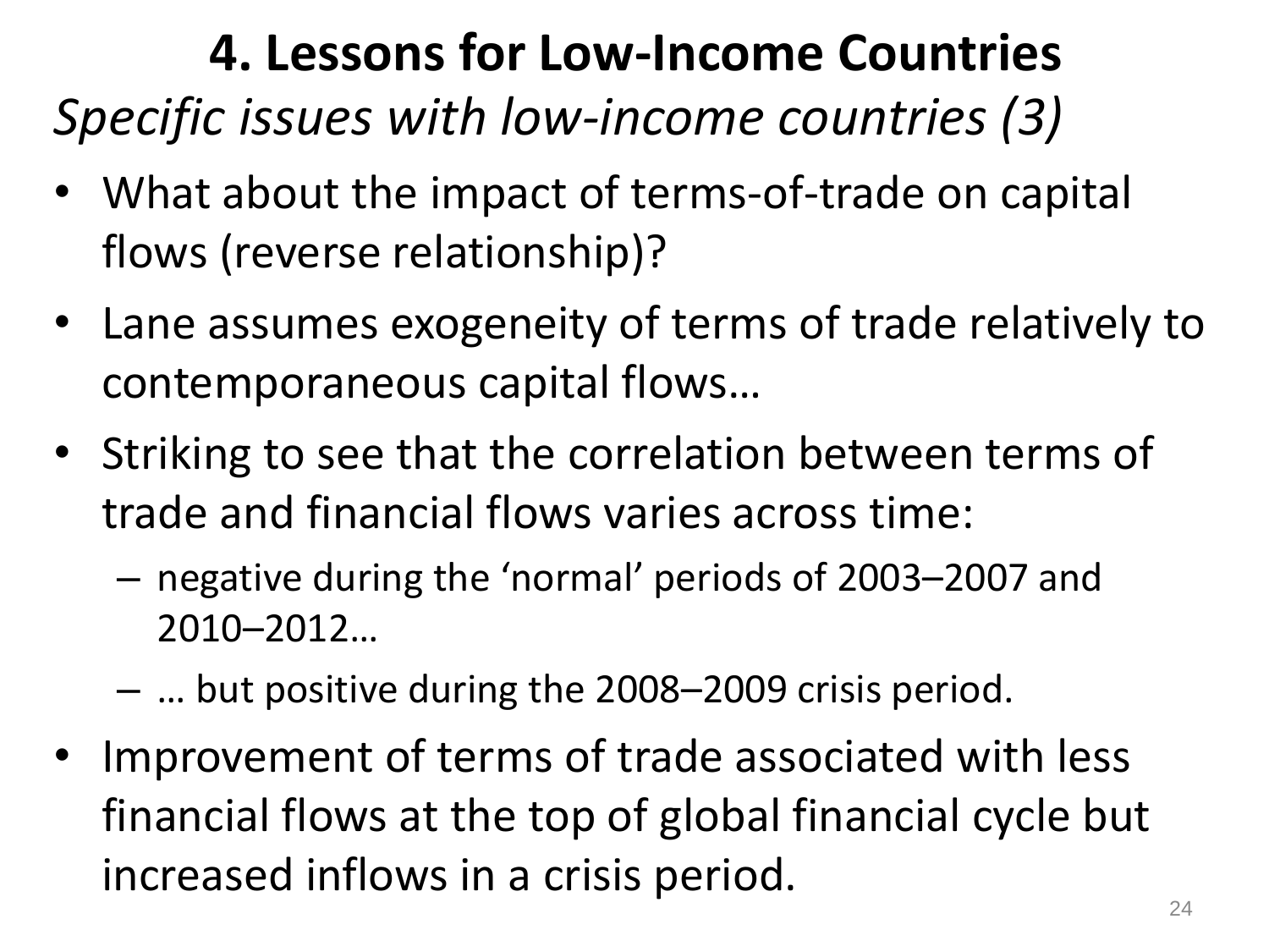# 4. Lessons for Low-Income Countries

*Specific issues with low-income countries (3)*

- What about the impact of terms-of-trade on capital flows (reverse relationship)?
- Lane assumes exogeneity of terms of trade relatively to contemporaneous capital flows…
- Striking to see that the correlation between terms of trade and financial flows varies across time:
  - negative during the 'normal' periods of 2003–2007 and 2010–2012…
  - … but positive during the 2008–2009 crisis period.
- Improvement of terms of trade associated with less financial flows at the top of global financial cycle but increased inflows in a crisis period.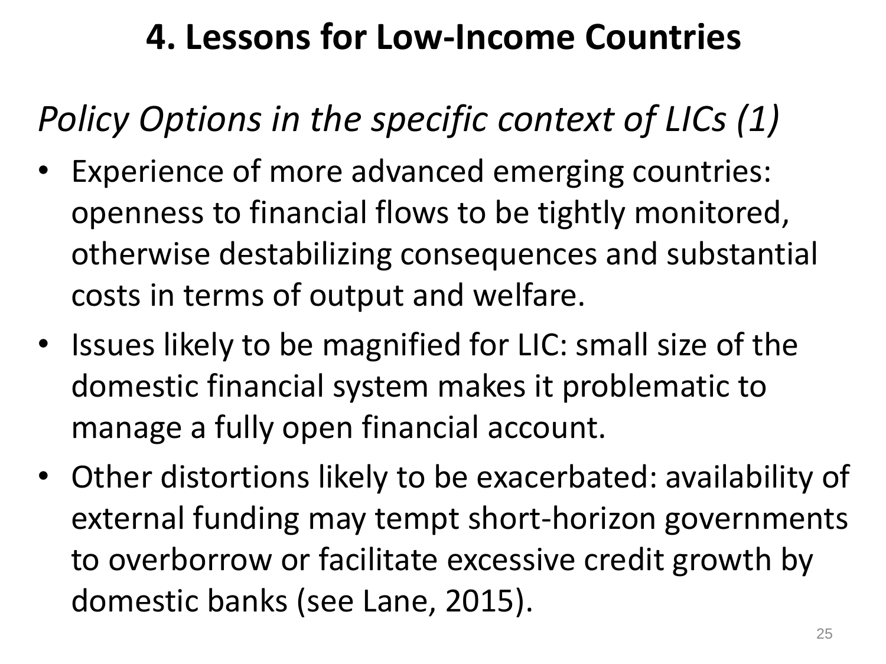# 4. Lessons for Low-Income Countries

## *Policy Options in the specific context of LICs (1)*

- Experience of more advanced emerging countries: openness to financial flows to be tightly monitored, otherwise destabilizing consequences and substantial costs in terms of output and welfare.
- Issues likely to be magnified for LIC: small size of the domestic financial system makes it problematic to manage a fully open financial account.
- Other distortions likely to be exacerbated: availability of external funding may tempt short-horizon governments to overborrow or facilitate excessive credit growth by domestic banks (see Lane, 2015).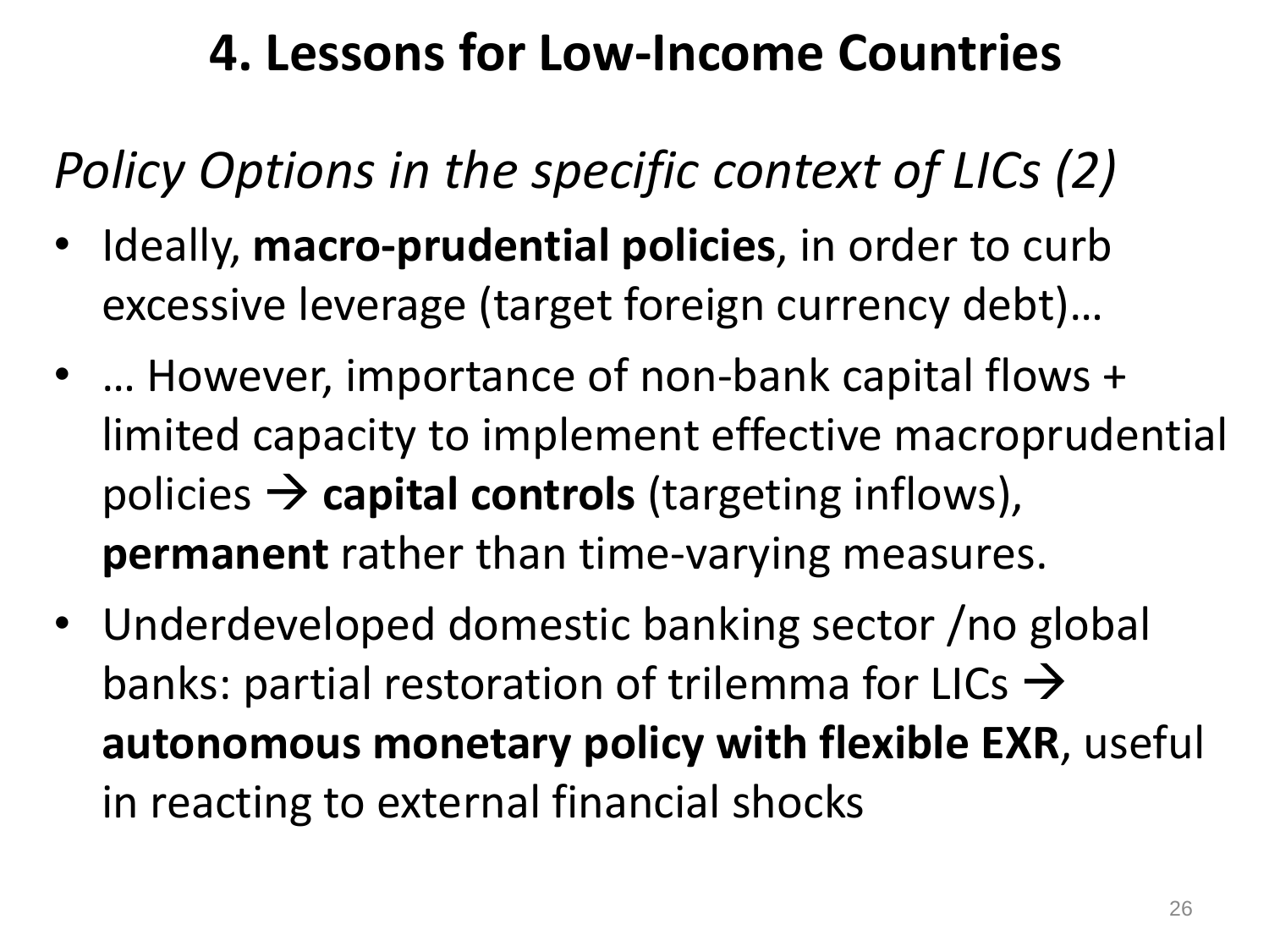# 4. Lessons for Low-Income Countries

*Policy Options in the specific context of LICs (2)*

- Ideally, **macro-prudential policies**, in order to curb excessive leverage (target foreign currency debt)…
- … However, importance of non-bank capital flows + limited capacity to implement effective macroprudential policies → **capital controls** (targeting inflows), **permanent** rather than time-varying measures.
- Underdeveloped domestic banking sector /no global banks: partial restoration of trilemma for LICs → **autonomous monetary policy with flexible EXR**, useful in reacting to external financial shocks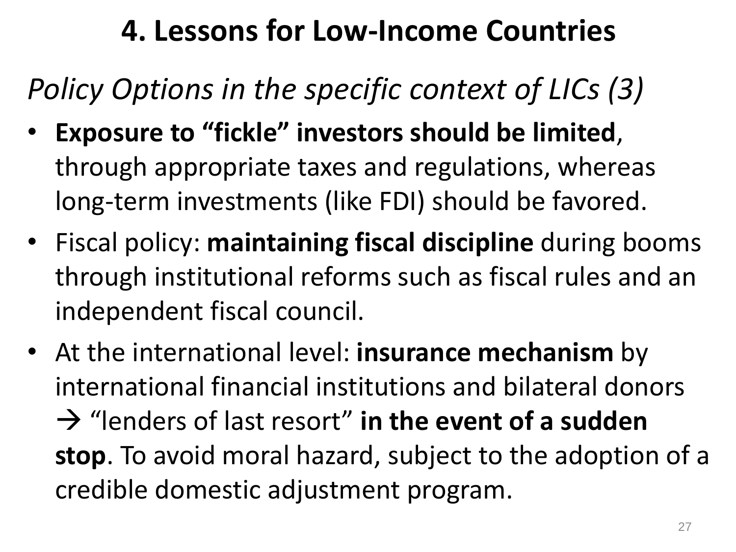# 4. Lessons for Low-Income Countries

*Policy Options in the specific context of LICs (3)*

- **Exposure to “fickle” investors should be limited**, through appropriate taxes and regulations, whereas long-term investments (like FDI) should be favored.
- Fiscal policy: **maintaining fiscal discipline** during booms through institutional reforms such as fiscal rules and an independent fiscal council.
- At the international level: **insurance mechanism** by international financial institutions and bilateral donors → “lenders of last resort” **in the event of a sudden stop**. To avoid moral hazard, subject to the adoption of a credible domestic adjustment program.